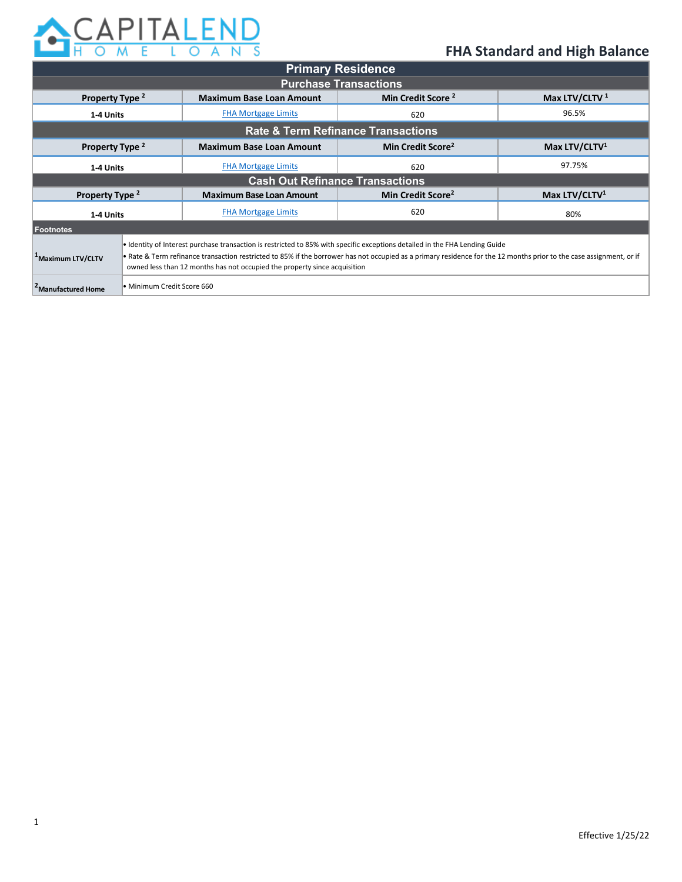CAPITALEND HOME LOANS

# FHA Standard and High Balance

## Primary Residence

### Purchase Transactions

| Property Type [2] | Maximum Base Loan Amount | Min Credit Score [2] | Max LTV/CLTV [1] |
|---|---|---|---|
| 1-4 Units | FHA Mortgage Limits | 620 | 96.5% |

### Rate & Term Refinance Transactions

| Property Type [2] | Maximum Base Loan Amount | Min Credit Score [2] | Max LTV/CLTV [1] |
|---|---|---|---|
| 1-4 Units | FHA Mortgage Limits | 620 | 97.75% |

### Cash Out Refinance Transactions

| Property Type [2] | Maximum Base Loan Amount | Min Credit Score [2] | Max LTV/CLTV [1] |
|---|---|---|---|
| 1-4 Units | FHA Mortgage Limits | 620 | 80% |

### Footnotes

| | |
|---|---|
| [1] Maximum LTV/CLTV | • Identity of Interest purchase transaction is restricted to 85% with specific exceptions detailed in the FHA Lending Guide<br>• Rate & Term refinance transaction restricted to 85% if the borrower has not occupied as a primary residence for the 12 months prior to the case assignment, or if owned less than 12 months has not occupied the property since acquisition |
| [2] Manufactured Home | • Minimum Credit Score 660 |

Effective 1/25/22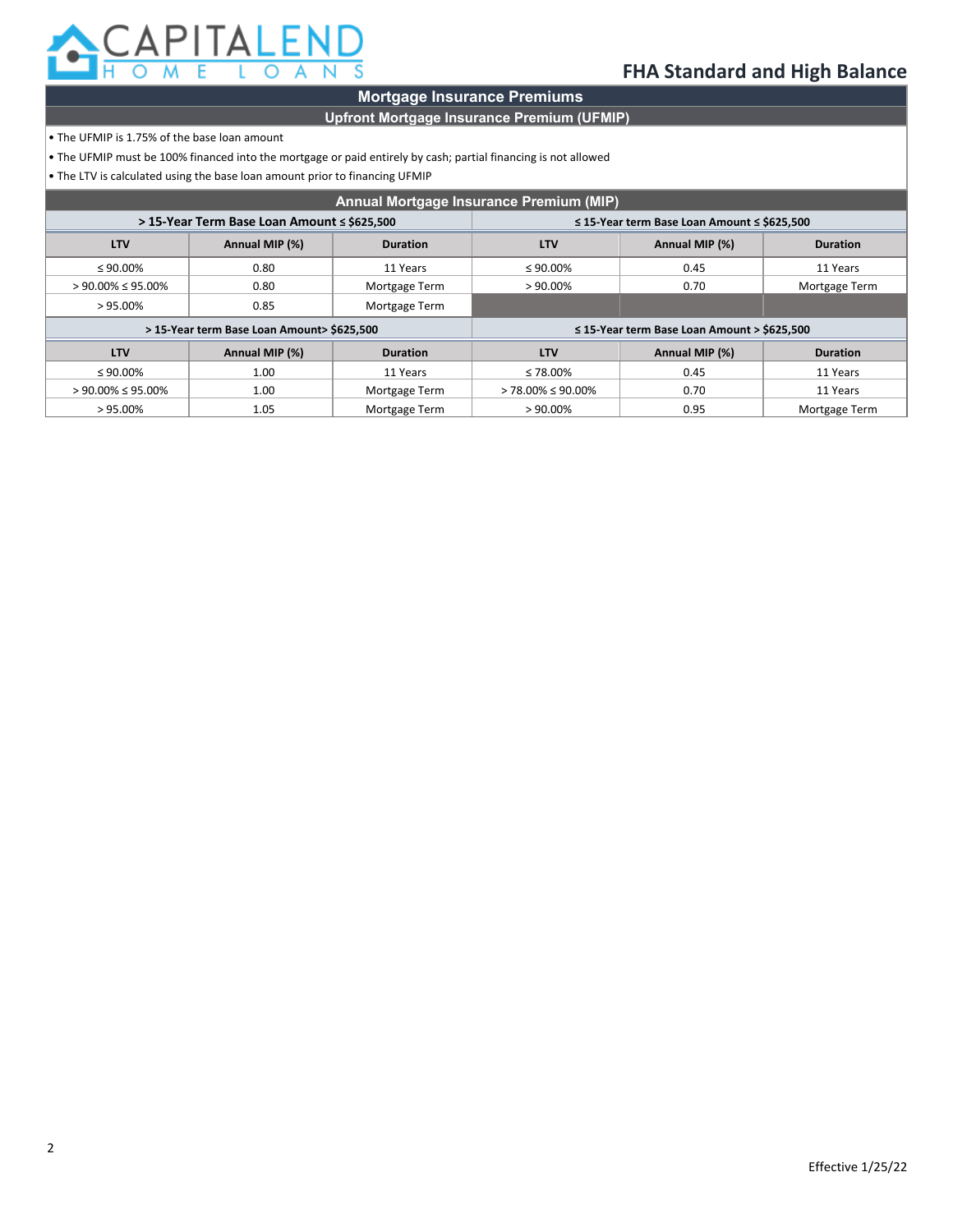## FHA Standard and High Balance

### Mortgage Insurance Premiums

#### Upfront Mortgage Insurance Premium (UFMIP)

- The UFMIP is 1.75% of the base loan amount
- The UFMIP must be 100% financed into the mortgage or paid entirely by cash; partial financing is not allowed
- The LTV is calculated using the base loan amount prior to financing UFMIP

#### Annual Mortgage Insurance Premium (MIP)

| > 15-Year Term Base Loan Amount ≤ $625,500 | | | ≤ 15-Year term Base Loan Amount ≤ $625,500 | | |
|---|---|---|---|---|---|
| **LTV** | **Annual MIP (%)** | **Duration** | **LTV** | **Annual MIP (%)** | **Duration** |
| ≤ 90.00% | 0.80 | 11 Years | ≤ 90.00% | 0.45 | 11 Years |
| > 90.00% ≤ 95.00% | 0.80 | Mortgage Term | > 90.00% | 0.70 | Mortgage Term |
| > 95.00% | 0.85 | Mortgage Term | | | |

| > 15-Year term Base Loan Amount> $625,500 | | | ≤ 15-Year term Base Loan Amount > $625,500 | | |
|---|---|---|---|---|---|
| **LTV** | **Annual MIP (%)** | **Duration** | **LTV** | **Annual MIP (%)** | **Duration** |
| ≤ 90.00% | 1.00 | 11 Years | ≤ 78.00% | 0.45 | 11 Years |
| > 90.00% ≤ 95.00% | 1.00 | Mortgage Term | > 78.00% ≤ 90.00% | 0.70 | 11 Years |
| > 95.00% | 1.05 | Mortgage Term | > 90.00% | 0.95 | Mortgage Term |

Effective 1/25/22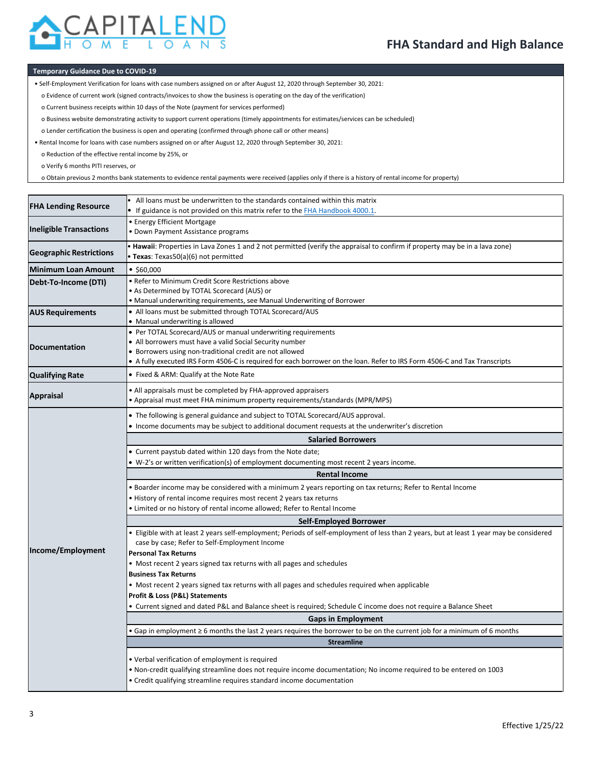# FHA Standard and High Balance

| Temporary Guidance Due to COVID-19 |
|---|
| • Self-Employment Verification for loans with case numbers assigned on or after August 12, 2020 through September 30, 2021:<br>o Evidence of current work (signed contracts/invoices to show the business is operating on the day of the verification)<br>o Current business receipts within 10 days of the Note (payment for services performed)<br>o Business website demonstrating activity to support current operations (timely appointments for estimates/services can be scheduled)<br>o Lender certification the business is open and operating (confirmed through phone call or other means)<br>• Rental Income for loans with case numbers assigned on or after August 12, 2020 through September 30, 2021:<br>o Reduction of the effective rental income by 25%, or<br>o Verify 6 months PITI reserves, or<br>o Obtain previous 2 months bank statements to evidence rental payments were received (applies only if there is a history of rental income for property) |

| | |
|---|---|
| **FHA Lending Resource** | • All loans must be underwritten to the standards contained within this matrix<br>• If guidance is not provided on this matrix refer to the FHA Handbook 4000.1. |
| **Ineligible Transactions** | • Energy Efficient Mortgage<br>• Down Payment Assistance programs |
| **Geographic Restrictions** | • **Hawaii**: Properties in Lava Zones 1 and 2 not permitted (verify the appraisal to confirm if property may be in a lava zone)<br>• **Texas**: Texas50(a)(6) not permitted |
| **Minimum Loan Amount** | • $60,000 |
| **Debt-To-Income (DTI)** | • Refer to Minimum Credit Score Restrictions above<br>• As Determined by TOTAL Scorecard (AUS) or<br>• Manual underwriting requirements, see Manual Underwriting of Borrower |
| **AUS Requirements** | • All loans must be submitted through TOTAL Scorecard/AUS<br>• Manual underwriting is allowed |
| **Documentation** | • Per TOTAL Scorecard/AUS or manual underwriting requirements<br>• All borrowers must have a valid Social Security number<br>• Borrowers using non-traditional credit are not allowed<br>• A fully executed IRS Form 4506-C is required for each borrower on the loan. Refer to IRS Form 4506-C and Tax Transcripts |
| **Qualifying Rate** | • Fixed & ARM: Qualify at the Note Rate |
| **Appraisal** | • All appraisals must be completed by FHA-approved appraisers<br>• Appraisal must meet FHA minimum property requirements/standards (MPR/MPS) |
| **Income/Employment** | • The following is general guidance and subject to TOTAL Scorecard/AUS approval.<br>• Income documents may be subject to additional document requests at the underwriter's discretion<br>**Salaried Borrowers**<br>• Current paystub dated within 120 days from the Note date;<br>• W-2's or written verification(s) of employment documenting most recent 2 years income.<br>**Rental Income**<br>• Boarder income may be considered with a minimum 2 years reporting on tax returns; Refer to Rental Income<br>• History of rental income requires most recent 2 years tax returns<br>• Limited or no history of rental income allowed; Refer to Rental Income<br>**Self-Employed Borrower**<br>• Eligible with at least 2 years self-employment; Periods of self-employment of less than 2 years, but at least 1 year may be considered case by case; Refer to Self-Employment Income<br>**Personal Tax Returns**<br>• Most recent 2 years signed tax returns with all pages and schedules<br>**Business Tax Returns**<br>• Most recent 2 years signed tax returns with all pages and schedules required when applicable<br>**Profit & Loss (P&L) Statements**<br>• Current signed and dated P&L and Balance sheet is required; Schedule C income does not require a Balance Sheet<br>**Gaps in Employment**<br>• Gap in employment ≥ 6 months the last 2 years requires the borrower to be on the current job for a minimum of 6 months<br>**Streamline**<br>• Verbal verification of employment is required<br>• Non-credit qualifying streamline does not require income documentation; No income required to be entered on 1003<br>• Credit qualifying streamline requires standard income documentation |

Effective 1/25/22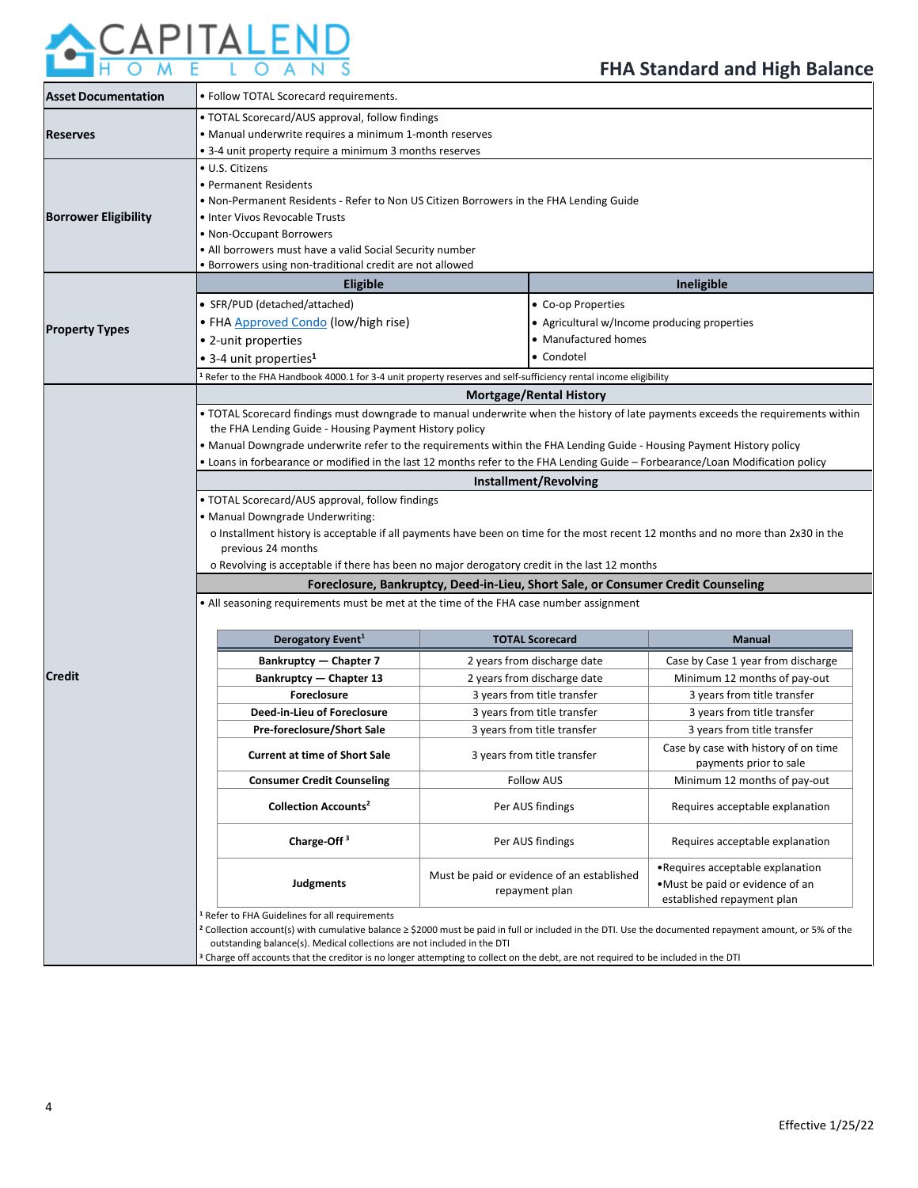# FHA Standard and High Balance

| | |
|---|---|
| **Asset Documentation** | • Follow TOTAL Scorecard requirements. |
| **Reserves** | • TOTAL Scorecard/AUS approval, follow findings<br>• Manual underwrite requires a minimum 1-month reserves<br>• 3-4 unit property require a minimum 3 months reserves |
| **Borrower Eligibility** | • U.S. Citizens<br>• Permanent Residents<br>• Non-Permanent Residents - Refer to Non US Citizen Borrowers in the FHA Lending Guide<br>• Inter Vivos Revocable Trusts<br>• Non-Occupant Borrowers<br>• All borrowers must have a valid Social Security number<br>• Borrowers using non-traditional credit are not allowed |

## Property Types

| Eligible | Ineligible |
|---|---|
| • SFR/PUD (detached/attached) | • Co-op Properties |
| • FHA Approved Condo (low/high rise) | • Agricultural w/Income producing properties |
| • 2-unit properties | • Manufactured homes |
| • 3-4 unit properties[1] | • Condotel |

[1] Refer to the FHA Handbook 4000.1 for 3-4 unit property reserves and self-sufficiency rental income eligibility

## Credit

### Mortgage/Rental History

- TOTAL Scorecard findings must downgrade to manual underwrite when the history of late payments exceeds the requirements within the FHA Lending Guide - Housing Payment History policy
- Manual Downgrade underwrite refer to the requirements within the FHA Lending Guide - Housing Payment History policy
- Loans in forbearance or modified in the last 12 months refer to the FHA Lending Guide – Forbearance/Loan Modification policy

### Installment/Revolving

- TOTAL Scorecard/AUS approval, follow findings
- Manual Downgrade Underwriting:
  - Installment history is acceptable if all payments have been on time for the most recent 12 months and no more than 2x30 in the previous 24 months
  - Revolving is acceptable if there has been no major derogatory credit in the last 12 months

### Foreclosure, Bankruptcy, Deed-in-Lieu, Short Sale, or Consumer Credit Counseling

- All seasoning requirements must be met at the time of the FHA case number assignment

| Derogatory Event[1] | TOTAL Scorecard | Manual |
|---|---|---|
| **Bankruptcy — Chapter 7** | 2 years from discharge date | Case by Case 1 year from discharge |
| **Bankruptcy — Chapter 13** | 2 years from discharge date | Minimum 12 months of pay-out |
| **Foreclosure** | 3 years from title transfer | 3 years from title transfer |
| **Deed-in-Lieu of Foreclosure** | 3 years from title transfer | 3 years from title transfer |
| **Pre-foreclosure/Short Sale** | 3 years from title transfer | 3 years from title transfer |
| **Current at time of Short Sale** | 3 years from title transfer | Case by case with history of on time payments prior to sale |
| **Consumer Credit Counseling** | Follow AUS | Minimum 12 months of pay-out |
| **Collection Accounts[2]** | Per AUS findings | Requires acceptable explanation |
| **Charge-Off[3]** | Per AUS findings | Requires acceptable explanation |
| **Judgments** | Must be paid or evidence of an established repayment plan | • Requires acceptable explanation<br>• Must be paid or evidence of an established repayment plan |

[1] Refer to FHA Guidelines for all requirements

[2] Collection account(s) with cumulative balance ≥ $2000 must be paid in full or included in the DTI. Use the documented repayment amount, or 5% of the outstanding balance(s). Medical collections are not included in the DTI

[3] Charge off accounts that the creditor is no longer attempting to collect on the debt, are not required to be included in the DTI

Effective 1/25/22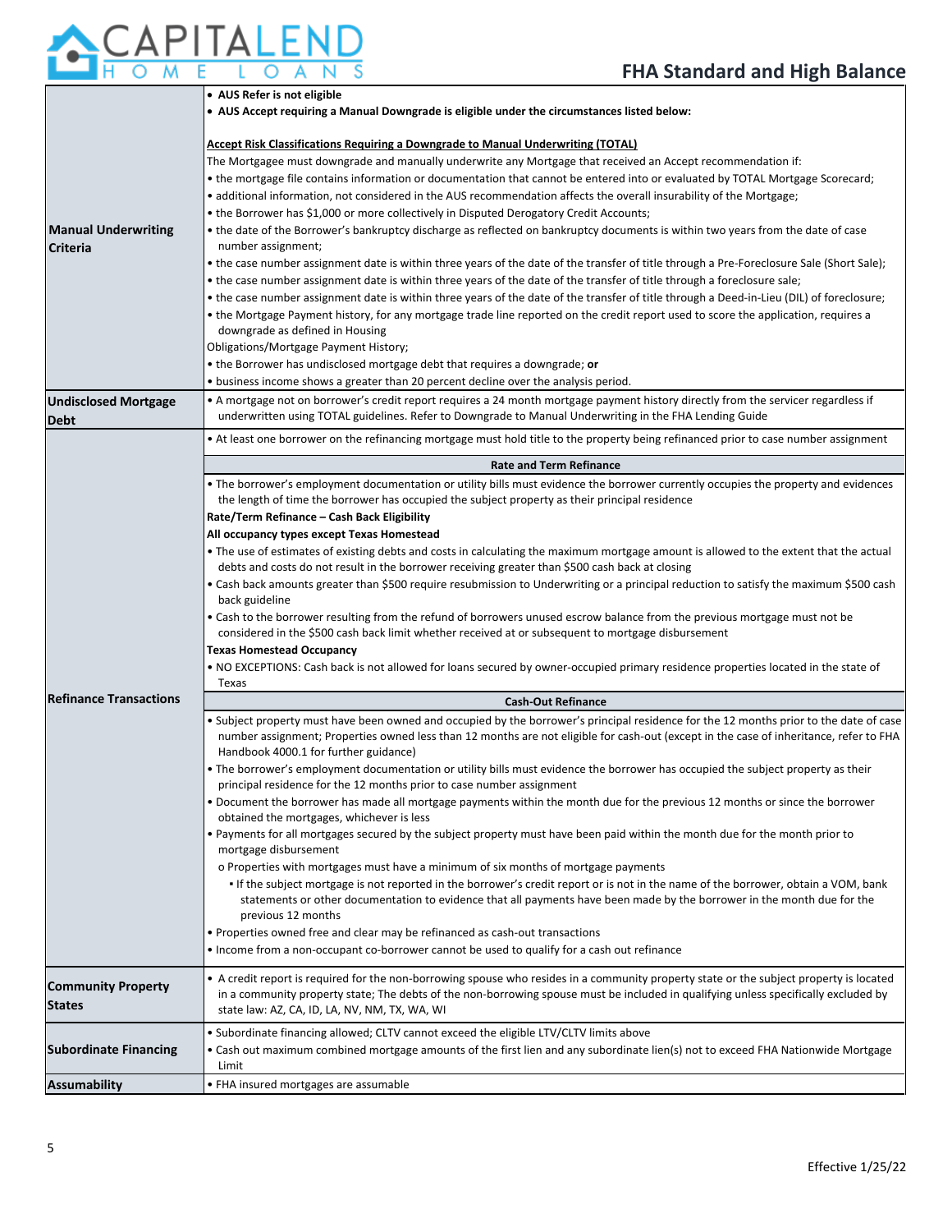| | |
|---|---|
| **Manual Underwriting Criteria** | • **AUS Refer is not eligible**<br>• **AUS Accept requiring a Manual Downgrade is eligible under the circumstances listed below:**<br><br>**Accept Risk Classifications Requiring a Downgrade to Manual Underwriting (TOTAL)**<br>The Mortgagee must downgrade and manually underwrite any Mortgage that received an Accept recommendation if:<br>• the mortgage file contains information or documentation that cannot be entered into or evaluated by TOTAL Mortgage Scorecard;<br>• additional information, not considered in the AUS recommendation affects the overall insurability of the Mortgage;<br>• the Borrower has $1,000 or more collectively in Disputed Derogatory Credit Accounts;<br>• the date of the Borrower's bankruptcy discharge as reflected on bankruptcy documents is within two years from the date of case number assignment;<br>• the case number assignment date is within three years of the date of the transfer of title through a Pre-Foreclosure Sale (Short Sale);<br>• the case number assignment date is within three years of the date of the transfer of title through a foreclosure sale;<br>• the case number assignment date is within three years of the date of the transfer of title through a Deed-in-Lieu (DIL) of foreclosure;<br>• the Mortgage Payment history, for any mortgage trade line reported on the credit report used to score the application, requires a downgrade as defined in Housing Obligations/Mortgage Payment History;<br>• the Borrower has undisclosed mortgage debt that requires a downgrade; **or**<br>• business income shows a greater than 20 percent decline over the analysis period. |
| **Undisclosed Mortgage Debt** | • A mortgage not on borrower's credit report requires a 24 month mortgage payment history directly from the servicer regardless if underwritten using TOTAL guidelines. Refer to Downgrade to Manual Underwriting in the FHA Lending Guide |
| **Refinance Transactions** | • At least one borrower on the refinancing mortgage must hold title to the property being refinanced prior to case number assignment<br><br>**Rate and Term Refinance**<br>• The borrower's employment documentation or utility bills must evidence the borrower currently occupies the property and evidences the length of time the borrower has occupied the subject property as their principal residence<br>**Rate/Term Refinance – Cash Back Eligibility**<br>**All occupancy types except Texas Homestead**<br>• The use of estimates of existing debts and costs in calculating the maximum mortgage amount is allowed to the extent that the actual debts and costs do not result in the borrower receiving greater than $500 cash back at closing<br>• Cash back amounts greater than $500 require resubmission to Underwriting or a principal reduction to satisfy the maximum $500 cash back guideline<br>• Cash to the borrower resulting from the refund of borrowers unused escrow balance from the previous mortgage must not be considered in the $500 cash back limit whether received at or subsequent to mortgage disbursement<br>**Texas Homestead Occupancy**<br>• NO EXCEPTIONS: Cash back is not allowed for loans secured by owner-occupied primary residence properties located in the state of Texas<br><br>**Cash-Out Refinance**<br>• Subject property must have been owned and occupied by the borrower's principal residence for the 12 months prior to the date of case number assignment; Properties owned less than 12 months are not eligible for cash-out (except in the case of inheritance, refer to FHA Handbook 4000.1 for further guidance)<br>• The borrower's employment documentation or utility bills must evidence the borrower has occupied the subject property as their principal residence for the 12 months prior to case number assignment<br>• Document the borrower has made all mortgage payments within the month due for the previous 12 months or since the borrower obtained the mortgages, whichever is less<br>• Payments for all mortgages secured by the subject property must have been paid within the month due for the month prior to mortgage disbursement<br>o Properties with mortgages must have a minimum of six months of mortgage payments<br>▪ If the subject mortgage is not reported in the borrower's credit report or is not in the name of the borrower, obtain a VOM, bank statements or other documentation to evidence that all payments have been made by the borrower in the month due for the previous 12 months<br>• Properties owned free and clear may be refinanced as cash-out transactions<br>• Income from a non-occupant co-borrower cannot be used to qualify for a cash out refinance |
| **Community Property States** | • A credit report is required for the non-borrowing spouse who resides in a community property state or the subject property is located in a community property state; The debts of the non-borrowing spouse must be included in qualifying unless specifically excluded by state law: AZ, CA, ID, LA, NV, NM, TX, WA, WI |
| **Subordinate Financing** | • Subordinate financing allowed; CLTV cannot exceed the eligible LTV/CLTV limits above<br>• Cash out maximum combined mortgage amounts of the first lien and any subordinate lien(s) not to exceed FHA Nationwide Mortgage Limit |
| **Assumability** | • FHA insured mortgages are assumable |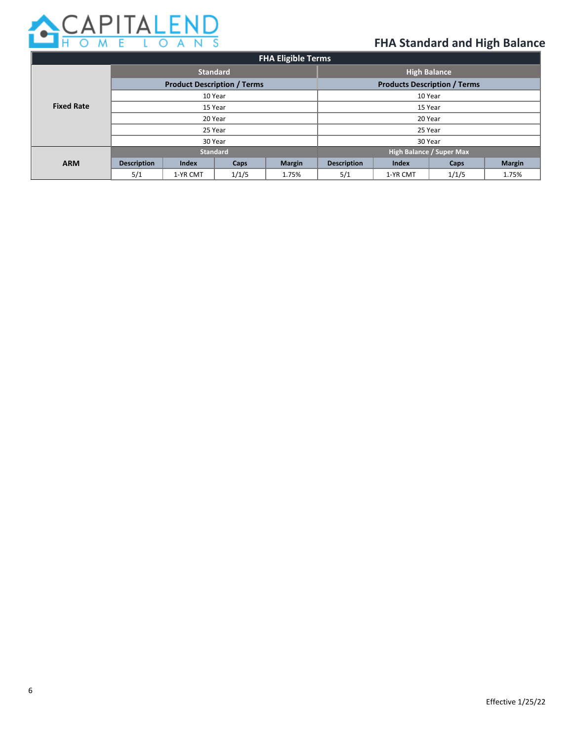CAPITALEND HOME LOANS

## FHA Standard and High Balance

| FHA Eligible Terms | | | | | | | | |
|---|---|---|---|---|---|---|---|---|
| | Standard | | | | High Balance | | | |
| | Product Description / Terms | | | | Products Description / Terms | | | |
| Fixed Rate | 10 Year | | | | 10 Year | | | |
| | 15 Year | | | | 15 Year | | | |
| | 20 Year | | | | 20 Year | | | |
| | 25 Year | | | | 25 Year | | | |
| | 30 Year | | | | 30 Year | | | |
| ARM | Standard | | | | High Balance / Super Max | | | |
| | Description | Index | Caps | Margin | Description | Index | Caps | Margin |
| | 5/1 | 1-YR CMT | 1/1/5 | 1.75% | 5/1 | 1-YR CMT | 1/1/5 | 1.75% |

Effective 1/25/22